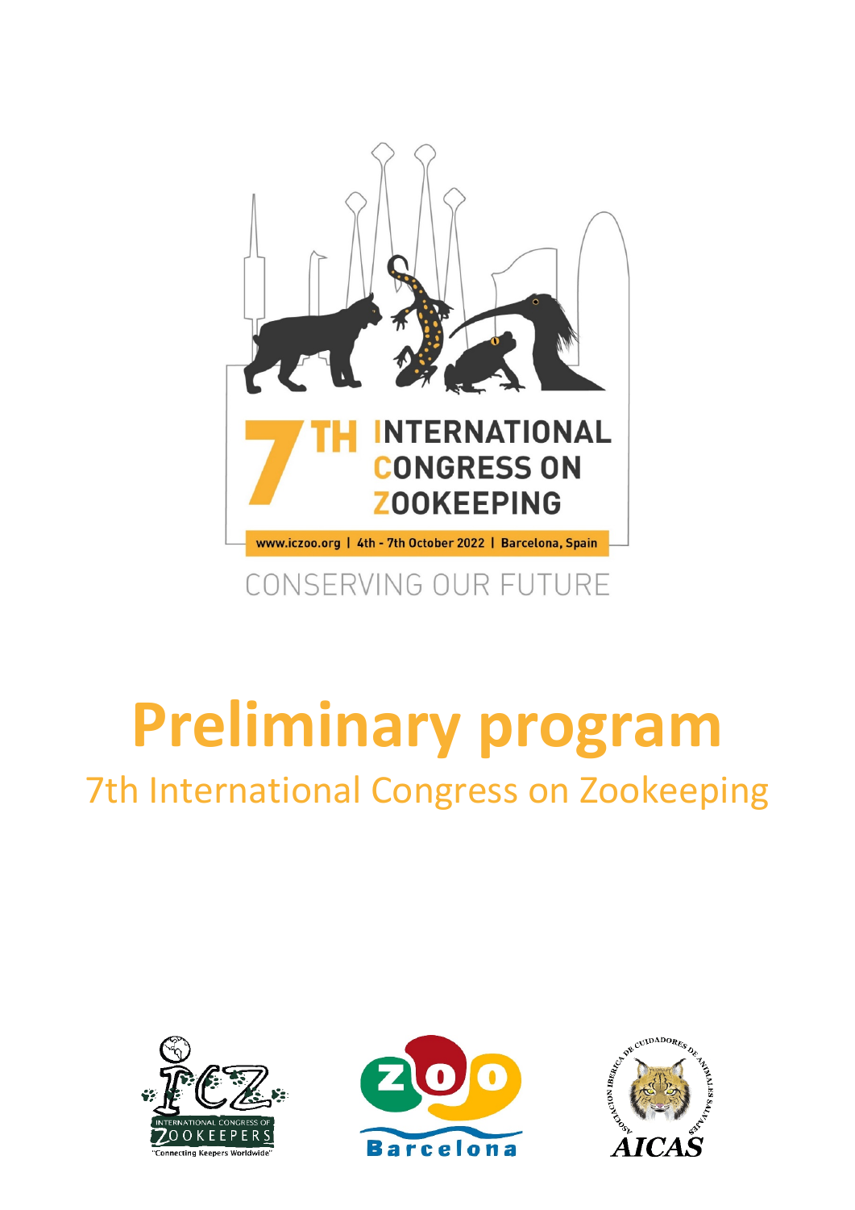# 7TH INTERNATIONAL CONGRESS ON ZOOKEEPING

www.iczoo.org | 4th - 7th October 2022 | Barcelona, Spain

CONSERVING OUR FUTURE

# Preliminary program

## 7th International Congress on Zookeeping

INTERNATIONAL CONGRESS OF ZOOKEEPERS
"Connecting Keepers Worldwide"

ZOO Barcelona

ASOCIACIÓN IBÉRICA DE CUIDADORES DE ANIMALES SALVAJES
AICAS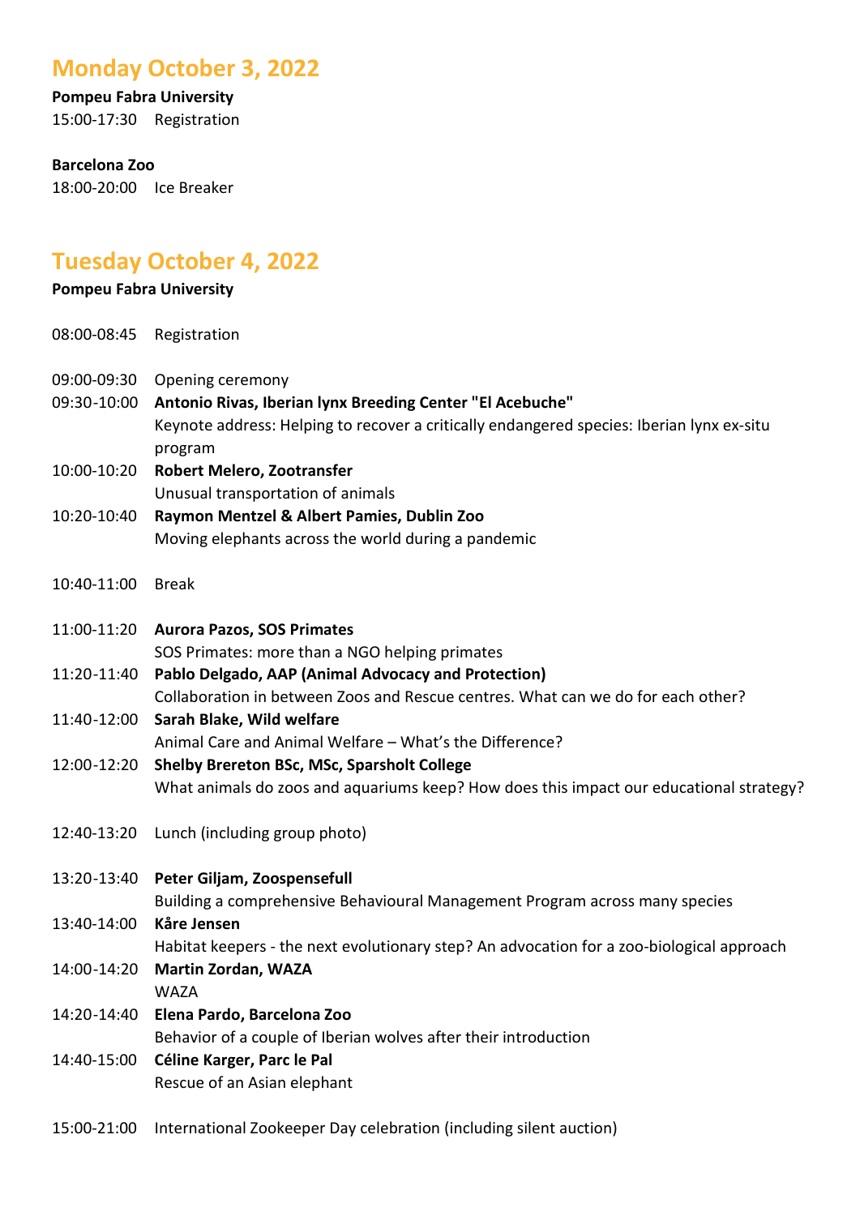## Monday October 3, 2022

**Pompeu Fabra University**

15:00-17:30 Registration

**Barcelona Zoo**

18:00-20:00 Ice Breaker

## Tuesday October 4, 2022

**Pompeu Fabra University**

08:00-08:45 Registration

09:00-09:30 Opening ceremony

09:30-10:00 **Antonio Rivas, Iberian lynx Breeding Center "El Acebuche"**
Keynote address: Helping to recover a critically endangered species: Iberian lynx ex-situ program

10:00-10:20 **Robert Melero, Zootransfer**
Unusual transportation of animals

10:20-10:40 **Raymon Mentzel & Albert Pamies, Dublin Zoo**
Moving elephants across the world during a pandemic

10:40-11:00 Break

11:00-11:20 **Aurora Pazos, SOS Primates**
SOS Primates: more than a NGO helping primates

11:20-11:40 **Pablo Delgado, AAP (Animal Advocacy and Protection)**
Collaboration in between Zoos and Rescue centres. What can we do for each other?

11:40-12:00 **Sarah Blake, Wild welfare**
Animal Care and Animal Welfare – What's the Difference?

12:00-12:20 **Shelby Brereton BSc, MSc, Sparsholt College**
What animals do zoos and aquariums keep? How does this impact our educational strategy?

12:40-13:20 Lunch (including group photo)

13:20-13:40 **Peter Giljam, Zoospensefull**
Building a comprehensive Behavioural Management Program across many species

13:40-14:00 **Kåre Jensen**
Habitat keepers - the next evolutionary step? An advocation for a zoo-biological approach

14:00-14:20 **Martin Zordan, WAZA**
WAZA

14:20-14:40 **Elena Pardo, Barcelona Zoo**
Behavior of a couple of Iberian wolves after their introduction

14:40-15:00 **Céline Karger, Parc le Pal**
Rescue of an Asian elephant

15:00-21:00 International Zookeeper Day celebration (including silent auction)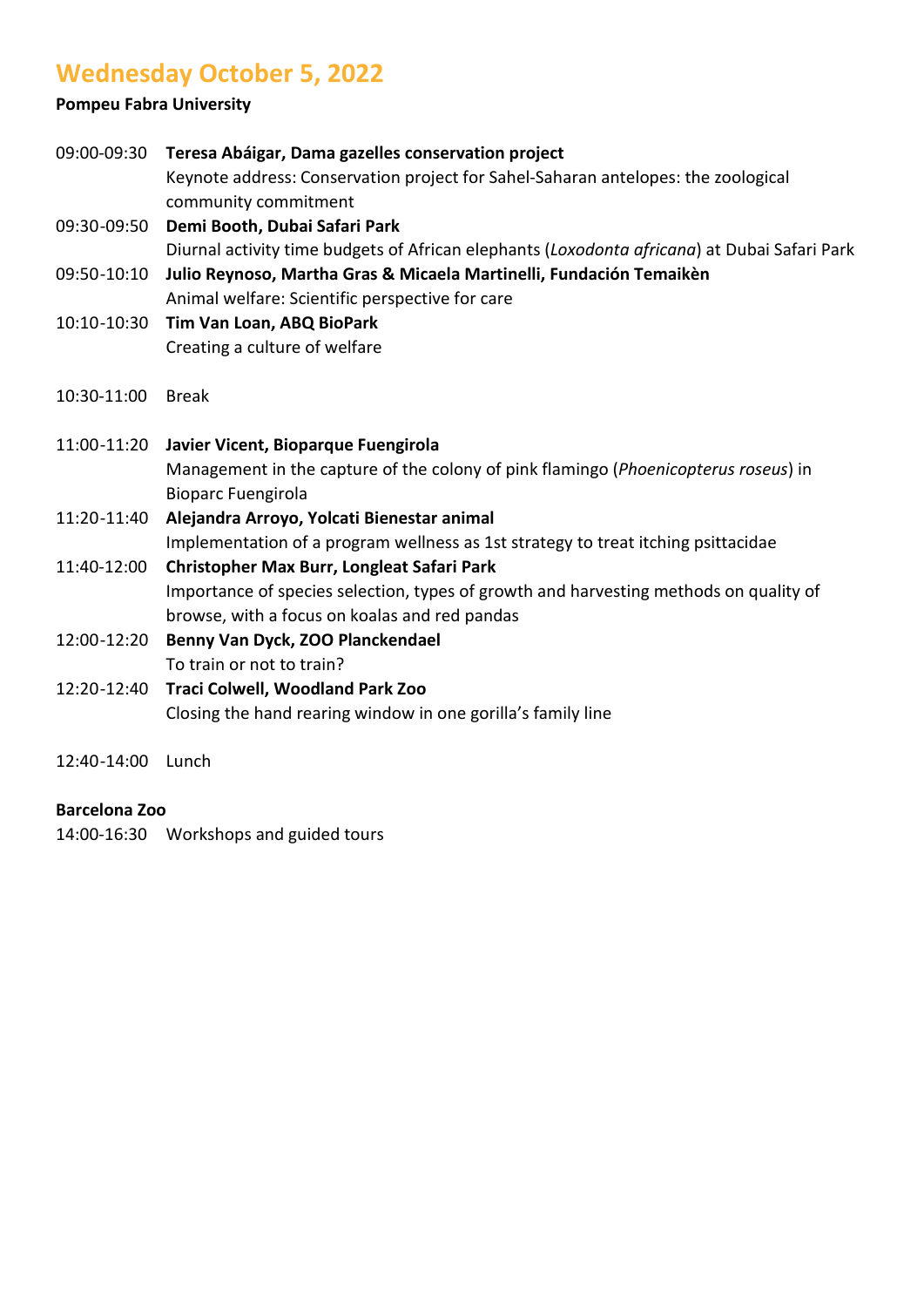# Wednesday October 5, 2022

**Pompeu Fabra University**

09:00-09:30 **Teresa Abáigar, Dama gazelles conservation project**
Keynote address: Conservation project for Sahel-Saharan antelopes: the zoological community commitment

09:30-09:50 **Demi Booth, Dubai Safari Park**
Diurnal activity time budgets of African elephants (*Loxodonta africana*) at Dubai Safari Park

09:50-10:10 **Julio Reynoso, Martha Gras & Micaela Martinelli, Fundación Temaikèn**
Animal welfare: Scientific perspective for care

10:10-10:30 **Tim Van Loan, ABQ BioPark**
Creating a culture of welfare

10:30-11:00 Break

11:00-11:20 **Javier Vicent, Bioparque Fuengirola**
Management in the capture of the colony of pink flamingo (*Phoenicopterus roseus*) in Bioparc Fuengirola

11:20-11:40 **Alejandra Arroyo, Yolcati Bienestar animal**
Implementation of a program wellness as 1st strategy to treat itching psittacidae

11:40-12:00 **Christopher Max Burr, Longleat Safari Park**
Importance of species selection, types of growth and harvesting methods on quality of browse, with a focus on koalas and red pandas

12:00-12:20 **Benny Van Dyck, ZOO Planckendael**
To train or not to train?

12:20-12:40 **Traci Colwell, Woodland Park Zoo**
Closing the hand rearing window in one gorilla's family line

12:40-14:00 Lunch

**Barcelona Zoo**

14:00-16:30 Workshops and guided tours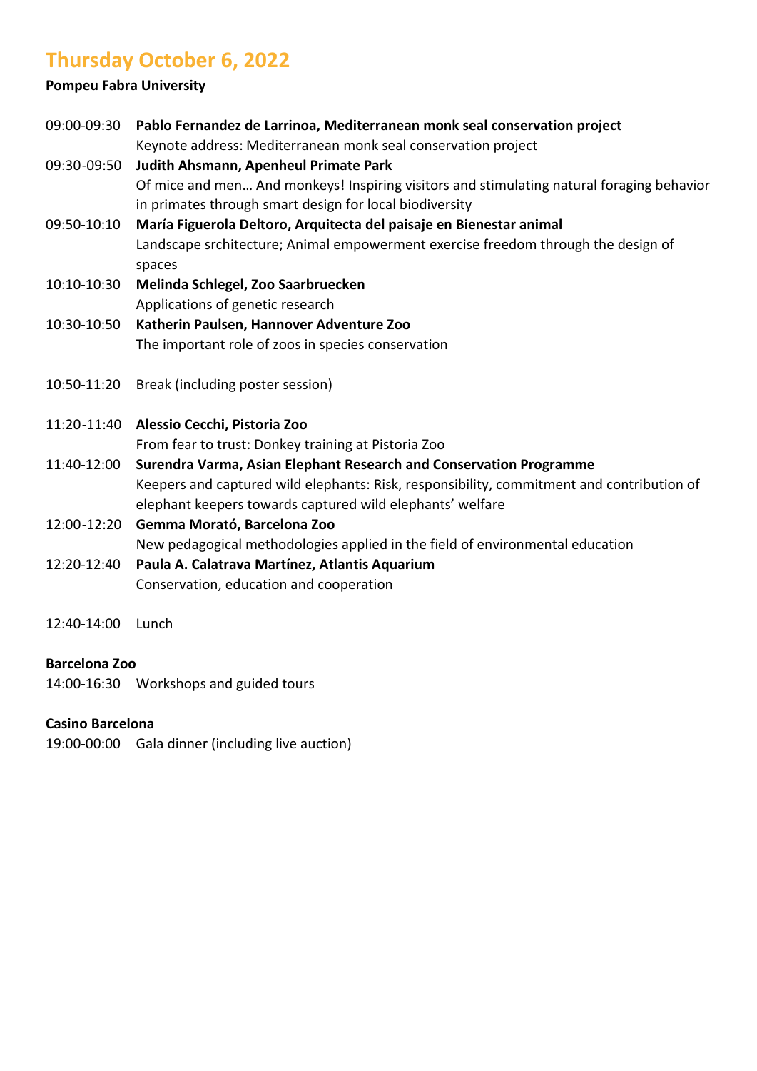# Thursday October 6, 2022

**Pompeu Fabra University**

09:00-09:30 **Pablo Fernandez de Larrinoa, Mediterranean monk seal conservation project**
Keynote address: Mediterranean monk seal conservation project

09:30-09:50 **Judith Ahsmann, Apenheul Primate Park**
Of mice and men… And monkeys! Inspiring visitors and stimulating natural foraging behavior in primates through smart design for local biodiversity

09:50-10:10 **María Figuerola Deltoro, Arquitecta del paisaje en Bienestar animal**
Landscape srchitecture; Animal empowerment exercise freedom through the design of spaces

10:10-10:30 **Melinda Schlegel, Zoo Saarbruecken**
Applications of genetic research

10:30-10:50 **Katherin Paulsen, Hannover Adventure Zoo**
The important role of zoos in species conservation

10:50-11:20 Break (including poster session)

11:20-11:40 **Alessio Cecchi, Pistoria Zoo**
From fear to trust: Donkey training at Pistoria Zoo

11:40-12:00 **Surendra Varma, Asian Elephant Research and Conservation Programme**
Keepers and captured wild elephants: Risk, responsibility, commitment and contribution of elephant keepers towards captured wild elephants' welfare

12:00-12:20 **Gemma Morató, Barcelona Zoo**
New pedagogical methodologies applied in the field of environmental education

12:20-12:40 **Paula A. Calatrava Martínez, Atlantis Aquarium**
Conservation, education and cooperation

12:40-14:00 Lunch

**Barcelona Zoo**

14:00-16:30 Workshops and guided tours

**Casino Barcelona**

19:00-00:00 Gala dinner (including live auction)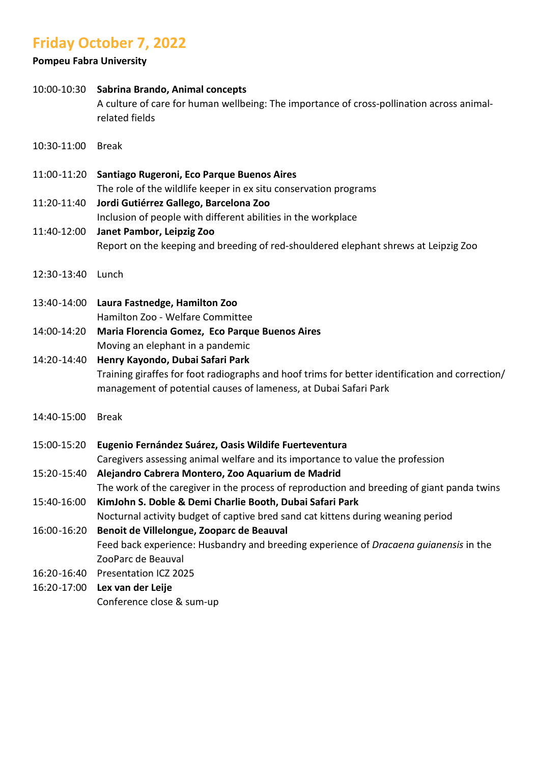# Friday October 7, 2022

**Pompeu Fabra University**

10:00-10:30 **Sabrina Brando, Animal concepts**
A culture of care for human wellbeing: The importance of cross-pollination across animal-related fields

10:30-11:00 Break

11:00-11:20 **Santiago Rugeroni, Eco Parque Buenos Aires**
The role of the wildlife keeper in ex situ conservation programs

11:20-11:40 **Jordi Gutiérrez Gallego, Barcelona Zoo**
Inclusion of people with different abilities in the workplace

11:40-12:00 **Janet Pambor, Leipzig Zoo**
Report on the keeping and breeding of red-shouldered elephant shrews at Leipzig Zoo

12:30-13:40 Lunch

13:40-14:00 **Laura Fastnedge, Hamilton Zoo**
Hamilton Zoo - Welfare Committee

14:00-14:20 **Maria Florencia Gomez, Eco Parque Buenos Aires**
Moving an elephant in a pandemic

14:20-14:40 **Henry Kayondo, Dubai Safari Park**
Training giraffes for foot radiographs and hoof trims for better identification and correction/ management of potential causes of lameness, at Dubai Safari Park

14:40-15:00 Break

15:00-15:20 **Eugenio Fernández Suárez, Oasis Wildife Fuerteventura**
Caregivers assessing animal welfare and its importance to value the profession

15:20-15:40 **Alejandro Cabrera Montero, Zoo Aquarium de Madrid**
The work of the caregiver in the process of reproduction and breeding of giant panda twins

15:40-16:00 **KimJohn S. Doble & Demi Charlie Booth, Dubai Safari Park**
Nocturnal activity budget of captive bred sand cat kittens during weaning period

16:00-16:20 **Benoit de Villelongue, Zooparc de Beauval**
Feed back experience: Husbandry and breeding experience of *Dracaena guianensis* in the ZooParc de Beauval

16:20-16:40 Presentation ICZ 2025

16:20-17:00 **Lex van der Leije**
Conference close & sum-up